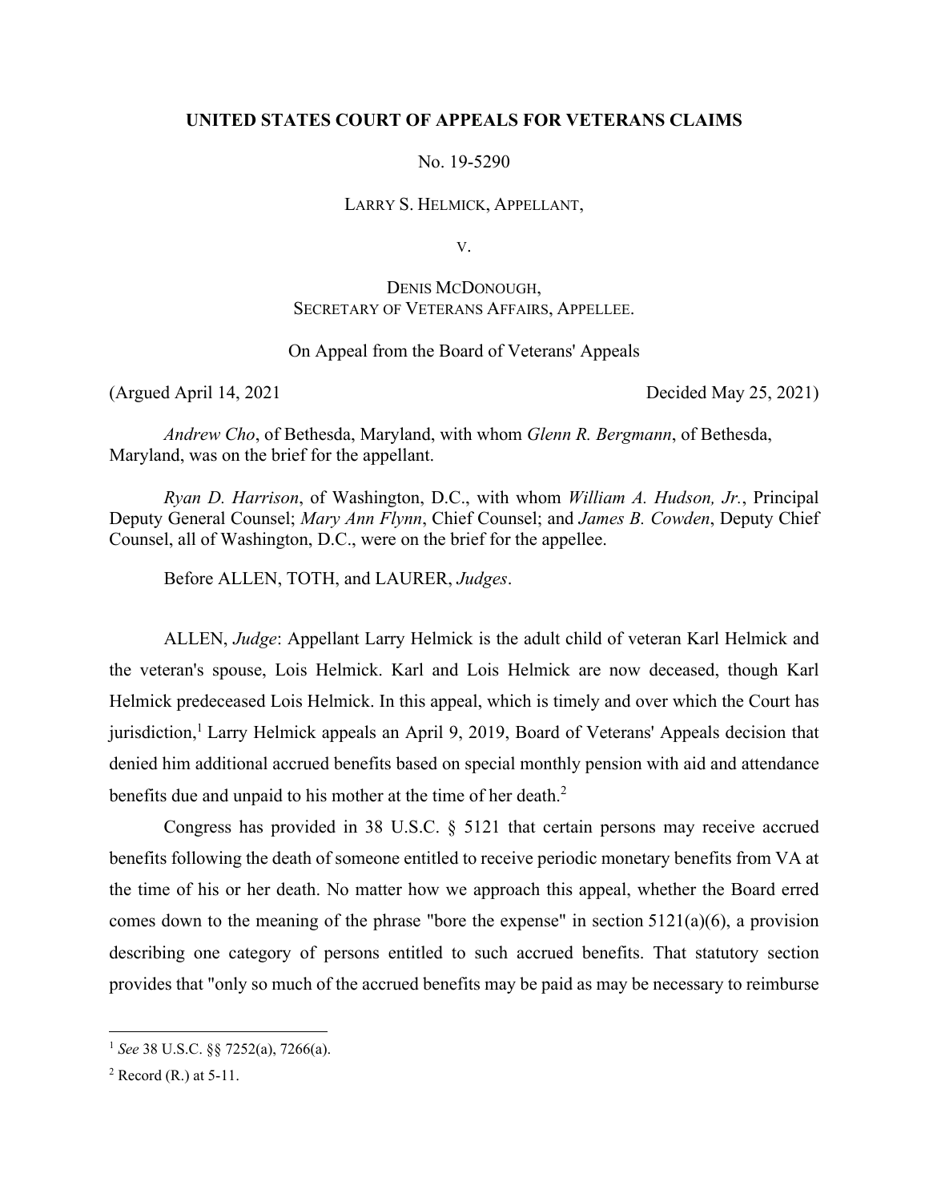**UNITED STATES COURT OF APPEALS FOR VETERANS CLAIMS**

No. 19-5290

LARRY S. HELMICK, APPELLANT,

V.

DENIS MCDONOUGH,
SECRETARY OF VETERANS AFFAIRS, APPELLEE.

On Appeal from the Board of Veterans' Appeals

(Argued April 14, 2021 Decided May 25, 2021)

*Andrew Cho*, of Bethesda, Maryland, with whom *Glenn R. Bergmann*, of Bethesda, Maryland, was on the brief for the appellant.

*Ryan D. Harrison*, of Washington, D.C., with whom *William A. Hudson, Jr.*, Principal Deputy General Counsel; *Mary Ann Flynn*, Chief Counsel; and *James B. Cowden*, Deputy Chief Counsel, all of Washington, D.C., were on the brief for the appellee.

Before ALLEN, TOTH, and LAURER, *Judges*.

ALLEN, *Judge*: Appellant Larry Helmick is the adult child of veteran Karl Helmick and the veteran's spouse, Lois Helmick. Karl and Lois Helmick are now deceased, though Karl Helmick predeceased Lois Helmick. In this appeal, which is timely and over which the Court has jurisdiction,[1] Larry Helmick appeals an April 9, 2019, Board of Veterans' Appeals decision that denied him additional accrued benefits based on special monthly pension with aid and attendance benefits due and unpaid to his mother at the time of her death.[2]

Congress has provided in 38 U.S.C. § 5121 that certain persons may receive accrued benefits following the death of someone entitled to receive periodic monetary benefits from VA at the time of his or her death. No matter how we approach this appeal, whether the Board erred comes down to the meaning of the phrase "bore the expense" in section 5121(a)(6), a provision describing one category of persons entitled to such accrued benefits. That statutory section provides that "only so much of the accrued benefits may be paid as may be necessary to reimburse

[1] *See* 38 U.S.C. §§ 7252(a), 7266(a).

[2] Record (R.) at 5-11.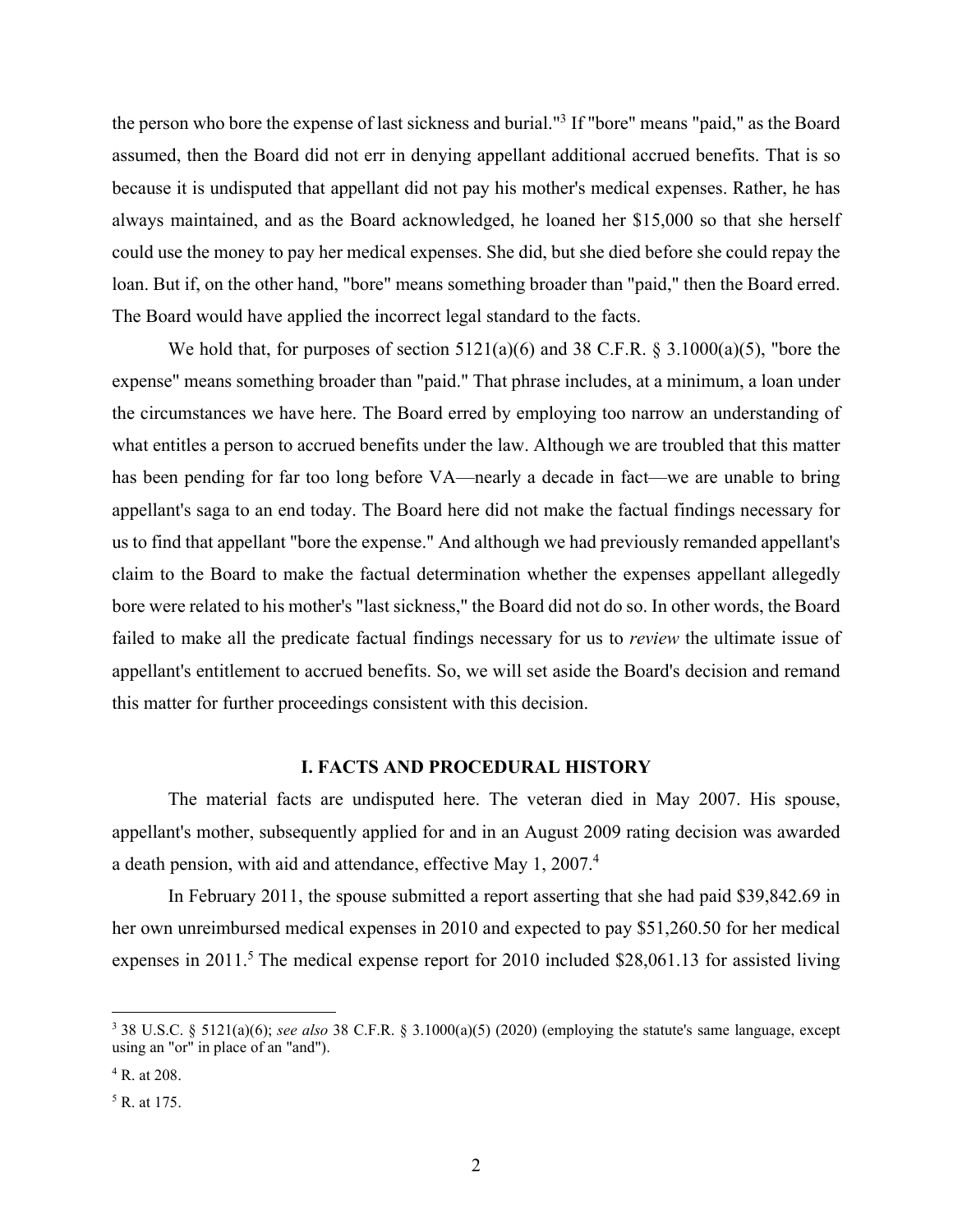the person who bore the expense of last sickness and burial."[3] If "bore" means "paid," as the Board assumed, then the Board did not err in denying appellant additional accrued benefits. That is so because it is undisputed that appellant did not pay his mother's medical expenses. Rather, he has always maintained, and as the Board acknowledged, he loaned her $15,000 so that she herself could use the money to pay her medical expenses. She did, but she died before she could repay the loan. But if, on the other hand, "bore" means something broader than "paid," then the Board erred. The Board would have applied the incorrect legal standard to the facts.

We hold that, for purposes of section 5121(a)(6) and 38 C.F.R. § 3.1000(a)(5), "bore the expense" means something broader than "paid." That phrase includes, at a minimum, a loan under the circumstances we have here. The Board erred by employing too narrow an understanding of what entitles a person to accrued benefits under the law. Although we are troubled that this matter has been pending for far too long before VA—nearly a decade in fact—we are unable to bring appellant's saga to an end today. The Board here did not make the factual findings necessary for us to find that appellant "bore the expense." And although we had previously remanded appellant's claim to the Board to make the factual determination whether the expenses appellant allegedly bore were related to his mother's "last sickness," the Board did not do so. In other words, the Board failed to make all the predicate factual findings necessary for us to *review* the ultimate issue of appellant's entitlement to accrued benefits. So, we will set aside the Board's decision and remand this matter for further proceedings consistent with this decision.

## I. FACTS AND PROCEDURAL HISTORY

The material facts are undisputed here. The veteran died in May 2007. His spouse, appellant's mother, subsequently applied for and in an August 2009 rating decision was awarded a death pension, with aid and attendance, effective May 1, 2007.[4]

In February 2011, the spouse submitted a report asserting that she had paid $39,842.69 in her own unreimbursed medical expenses in 2010 and expected to pay $51,260.50 for her medical expenses in 2011.[5] The medical expense report for 2010 included $28,061.13 for assisted living

---

[3] 38 U.S.C. § 5121(a)(6); *see also* 38 C.F.R. § 3.1000(a)(5) (2020) (employing the statute's same language, except using an "or" in place of an "and").

[4] R. at 208.

[5] R. at 175.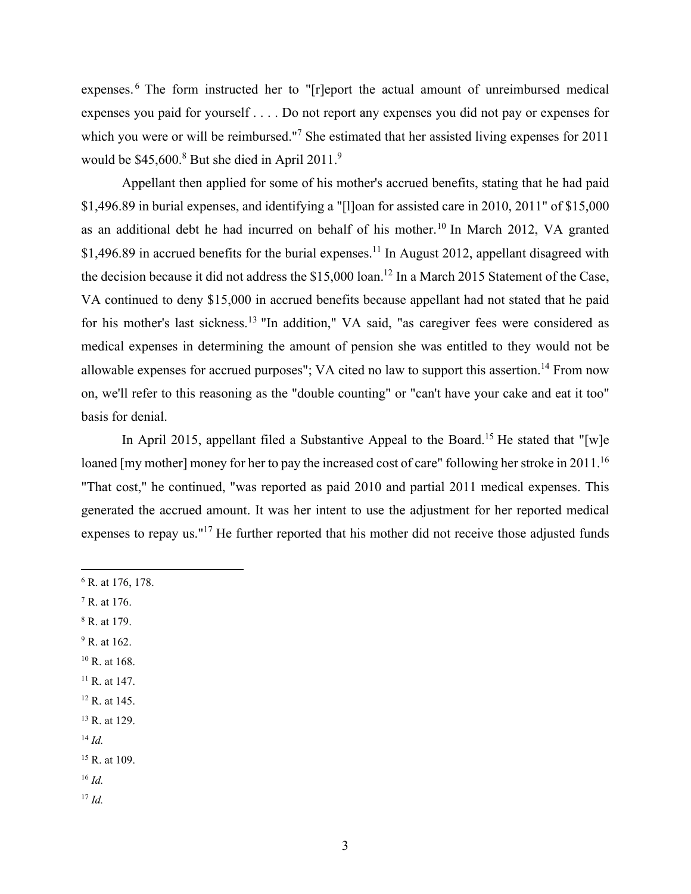expenses.[6] The form instructed her to "[r]eport the actual amount of unreimbursed medical expenses you paid for yourself . . . . Do not report any expenses you did not pay or expenses for which you were or will be reimbursed."[7] She estimated that her assisted living expenses for 2011 would be $45,600.[8] But she died in April 2011.[9]

Appellant then applied for some of his mother's accrued benefits, stating that he had paid $1,496.89 in burial expenses, and identifying a "[l]oan for assisted care in 2010, 2011" of $15,000 as an additional debt he had incurred on behalf of his mother.[10] In March 2012, VA granted $1,496.89 in accrued benefits for the burial expenses.[11] In August 2012, appellant disagreed with the decision because it did not address the $15,000 loan.[12] In a March 2015 Statement of the Case, VA continued to deny $15,000 in accrued benefits because appellant had not stated that he paid for his mother's last sickness.[13] "In addition," VA said, "as caregiver fees were considered as medical expenses in determining the amount of pension she was entitled to they would not be allowable expenses for accrued purposes"; VA cited no law to support this assertion.[14] From now on, we'll refer to this reasoning as the "double counting" or "can't have your cake and eat it too" basis for denial.

In April 2015, appellant filed a Substantive Appeal to the Board.[15] He stated that "[w]e loaned [my mother] money for her to pay the increased cost of care" following her stroke in 2011.[16] "That cost," he continued, "was reported as paid 2010 and partial 2011 medical expenses. This generated the accrued amount. It was her intent to use the adjustment for her reported medical expenses to repay us."[17] He further reported that his mother did not receive those adjusted funds

---

[6] R. at 176, 178.

[7] R. at 176.

[8] R. at 179.

[9] R. at 162.

[10] R. at 168.

[11] R. at 147.

[12] R. at 145.

[13] R. at 129.

[14] *Id.*

[15] R. at 109.

[16] *Id.*

[17] *Id.*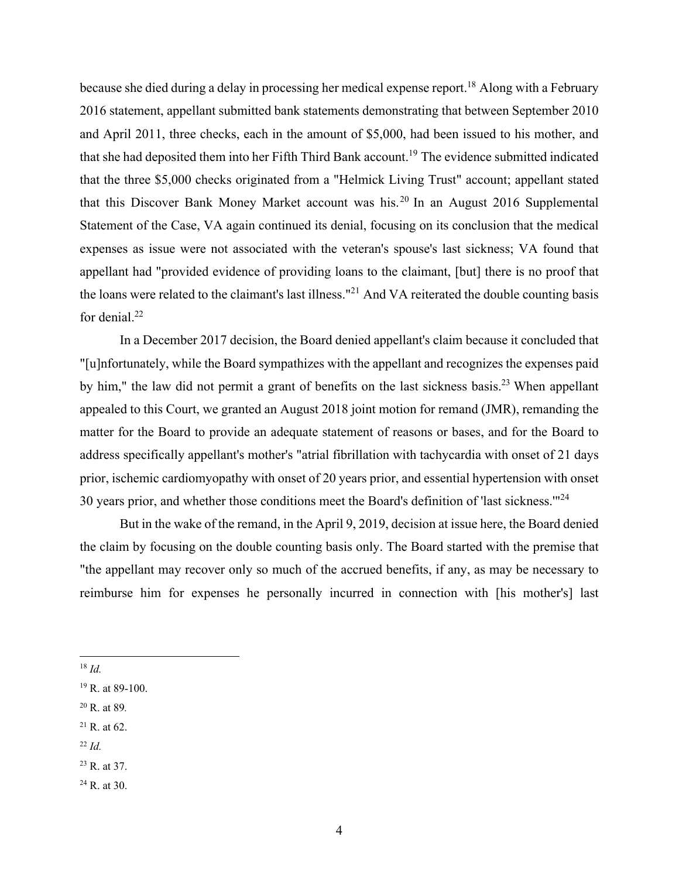because she died during a delay in processing her medical expense report.[18] Along with a February 2016 statement, appellant submitted bank statements demonstrating that between September 2010 and April 2011, three checks, each in the amount of $5,000, had been issued to his mother, and that she had deposited them into her Fifth Third Bank account.[19] The evidence submitted indicated that the three $5,000 checks originated from a "Helmick Living Trust" account; appellant stated that this Discover Bank Money Market account was his.[20] In an August 2016 Supplemental Statement of the Case, VA again continued its denial, focusing on its conclusion that the medical expenses as issue were not associated with the veteran's spouse's last sickness; VA found that appellant had "provided evidence of providing loans to the claimant, [but] there is no proof that the loans were related to the claimant's last illness."[21] And VA reiterated the double counting basis for denial.[22]

In a December 2017 decision, the Board denied appellant's claim because it concluded that "[u]nfortunately, while the Board sympathizes with the appellant and recognizes the expenses paid by him," the law did not permit a grant of benefits on the last sickness basis.[23] When appellant appealed to this Court, we granted an August 2018 joint motion for remand (JMR), remanding the matter for the Board to provide an adequate statement of reasons or bases, and for the Board to address specifically appellant's mother's "atrial fibrillation with tachycardia with onset of 21 days prior, ischemic cardiomyopathy with onset of 20 years prior, and essential hypertension with onset 30 years prior, and whether those conditions meet the Board's definition of 'last sickness.'"[24]

But in the wake of the remand, in the April 9, 2019, decision at issue here, the Board denied the claim by focusing on the double counting basis only. The Board started with the premise that "the appellant may recover only so much of the accrued benefits, if any, as may be necessary to reimburse him for expenses he personally incurred in connection with [his mother's] last

---

[18] *Id.*

[19] R. at 89-100.

[20] R. at 89.

[21] R. at 62.

[22] *Id.*

[23] R. at 37.

[24] R. at 30.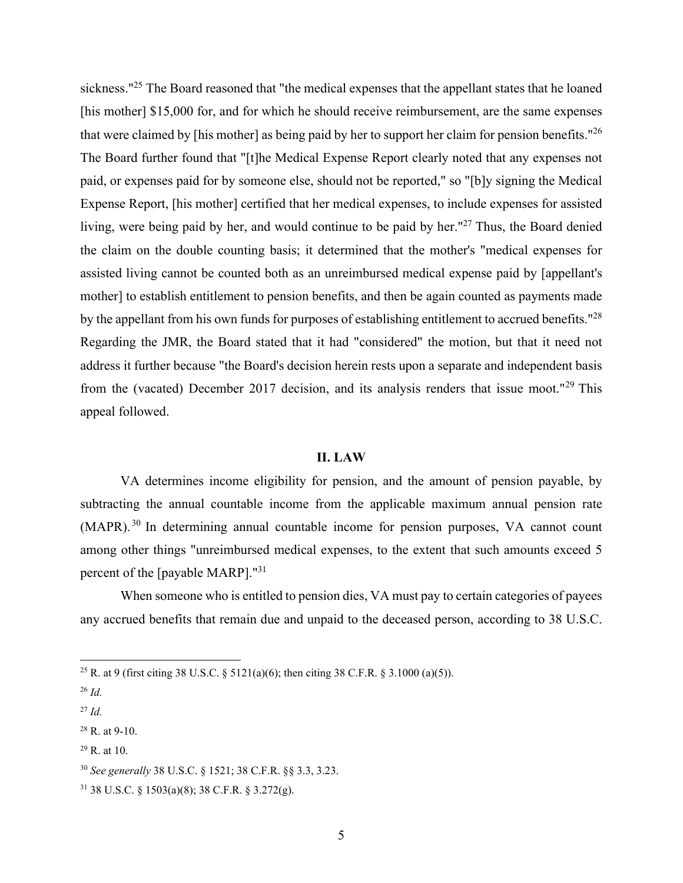sickness."[25] The Board reasoned that "the medical expenses that the appellant states that he loaned [his mother] $15,000 for, and for which he should receive reimbursement, are the same expenses that were claimed by [his mother] as being paid by her to support her claim for pension benefits."[26] The Board further found that "[t]he Medical Expense Report clearly noted that any expenses not paid, or expenses paid for by someone else, should not be reported," so "[b]y signing the Medical Expense Report, [his mother] certified that her medical expenses, to include expenses for assisted living, were being paid by her, and would continue to be paid by her."[27] Thus, the Board denied the claim on the double counting basis; it determined that the mother's "medical expenses for assisted living cannot be counted both as an unreimbursed medical expense paid by [appellant's mother] to establish entitlement to pension benefits, and then be again counted as payments made by the appellant from his own funds for purposes of establishing entitlement to accrued benefits."[28] Regarding the JMR, the Board stated that it had "considered" the motion, but that it need not address it further because "the Board's decision herein rests upon a separate and independent basis from the (vacated) December 2017 decision, and its analysis renders that issue moot."[29] This appeal followed.

## II. LAW

VA determines income eligibility for pension, and the amount of pension payable, by subtracting the annual countable income from the applicable maximum annual pension rate (MAPR).[30] In determining annual countable income for pension purposes, VA cannot count among other things "unreimbursed medical expenses, to the extent that such amounts exceed 5 percent of the [payable MARP]."[31]

When someone who is entitled to pension dies, VA must pay to certain categories of payees any accrued benefits that remain due and unpaid to the deceased person, according to 38 U.S.C.

---

[25] R. at 9 (first citing 38 U.S.C. § 5121(a)(6); then citing 38 C.F.R. § 3.1000 (a)(5)).

[26] *Id.*

[27] *Id.*

[28] R. at 9-10.

[29] R. at 10.

[30] *See generally* 38 U.S.C. § 1521; 38 C.F.R. §§ 3.3, 3.23.

[31] 38 U.S.C. § 1503(a)(8); 38 C.F.R. § 3.272(g).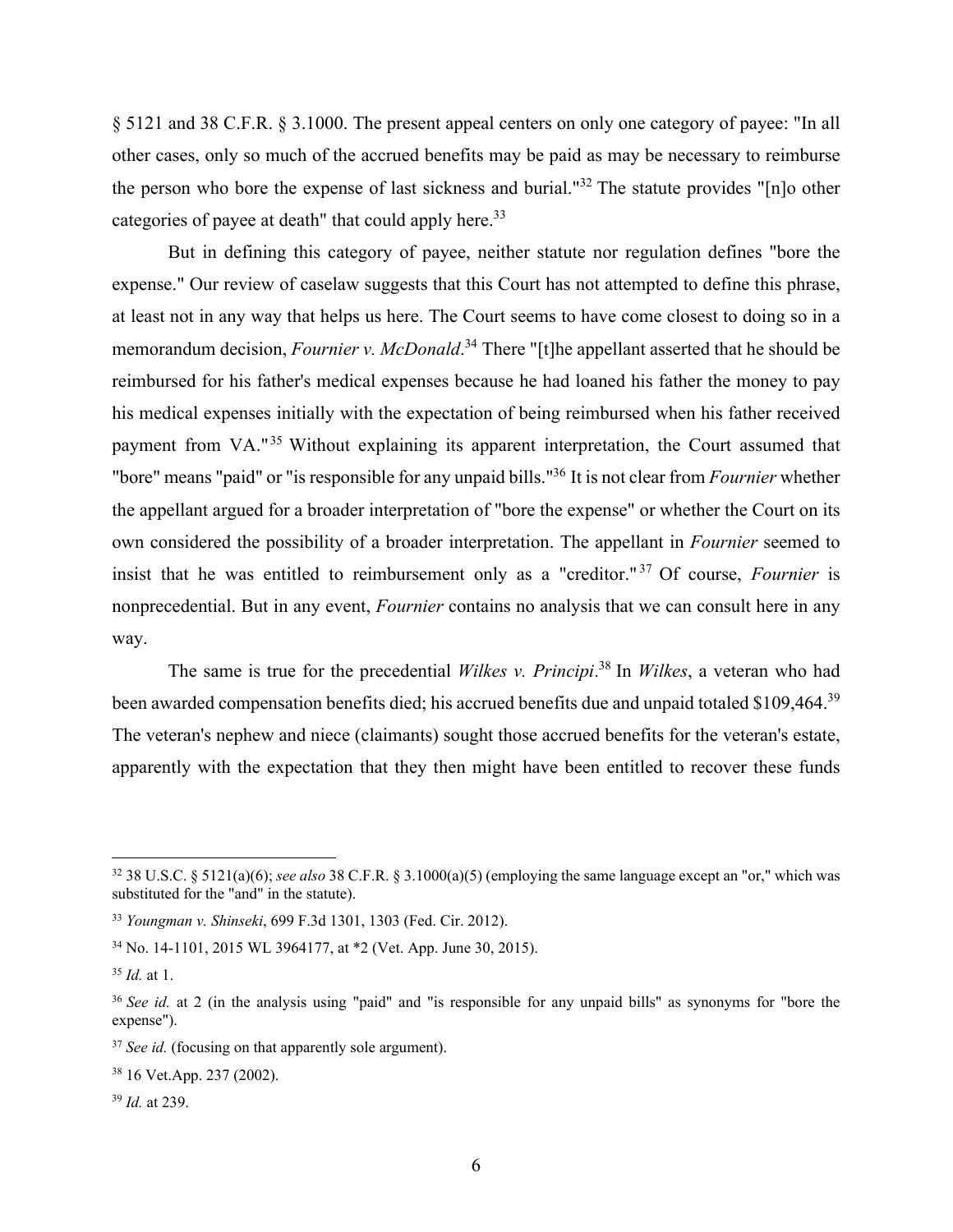§ 5121 and 38 C.F.R. § 3.1000. The present appeal centers on only one category of payee: "In all other cases, only so much of the accrued benefits may be paid as may be necessary to reimburse the person who bore the expense of last sickness and burial."[32] The statute provides "[n]o other categories of payee at death" that could apply here.[33]

But in defining this category of payee, neither statute nor regulation defines "bore the expense." Our review of caselaw suggests that this Court has not attempted to define this phrase, at least not in any way that helps us here. The Court seems to have come closest to doing so in a memorandum decision, *Fournier v. McDonald*.[34] There "[t]he appellant asserted that he should be reimbursed for his father's medical expenses because he had loaned his father the money to pay his medical expenses initially with the expectation of being reimbursed when his father received payment from VA."[35] Without explaining its apparent interpretation, the Court assumed that "bore" means "paid" or "is responsible for any unpaid bills."[36] It is not clear from *Fournier* whether the appellant argued for a broader interpretation of "bore the expense" or whether the Court on its own considered the possibility of a broader interpretation. The appellant in *Fournier* seemed to insist that he was entitled to reimbursement only as a "creditor."[37] Of course, *Fournier* is nonprecedential. But in any event, *Fournier* contains no analysis that we can consult here in any way.

The same is true for the precedential *Wilkes v. Principi*.[38] In *Wilkes*, a veteran who had been awarded compensation benefits died; his accrued benefits due and unpaid totaled $109,464.[39] The veteran's nephew and niece (claimants) sought those accrued benefits for the veteran's estate, apparently with the expectation that they then might have been entitled to recover these funds

---

[32] 38 U.S.C. § 5121(a)(6); *see also* 38 C.F.R. § 3.1000(a)(5) (employing the same language except an "or," which was substituted for the "and" in the statute).

[33] *Youngman v. Shinseki*, 699 F.3d 1301, 1303 (Fed. Cir. 2012).

[34] No. 14-1101, 2015 WL 3964177, at *2 (Vet. App. June 30, 2015).

[35] *Id.* at 1.

[36] *See id.* at 2 (in the analysis using "paid" and "is responsible for any unpaid bills" as synonyms for "bore the expense").

[37] *See id.* (focusing on that apparently sole argument).

[38] 16 Vet.App. 237 (2002).

[39] *Id.* at 239.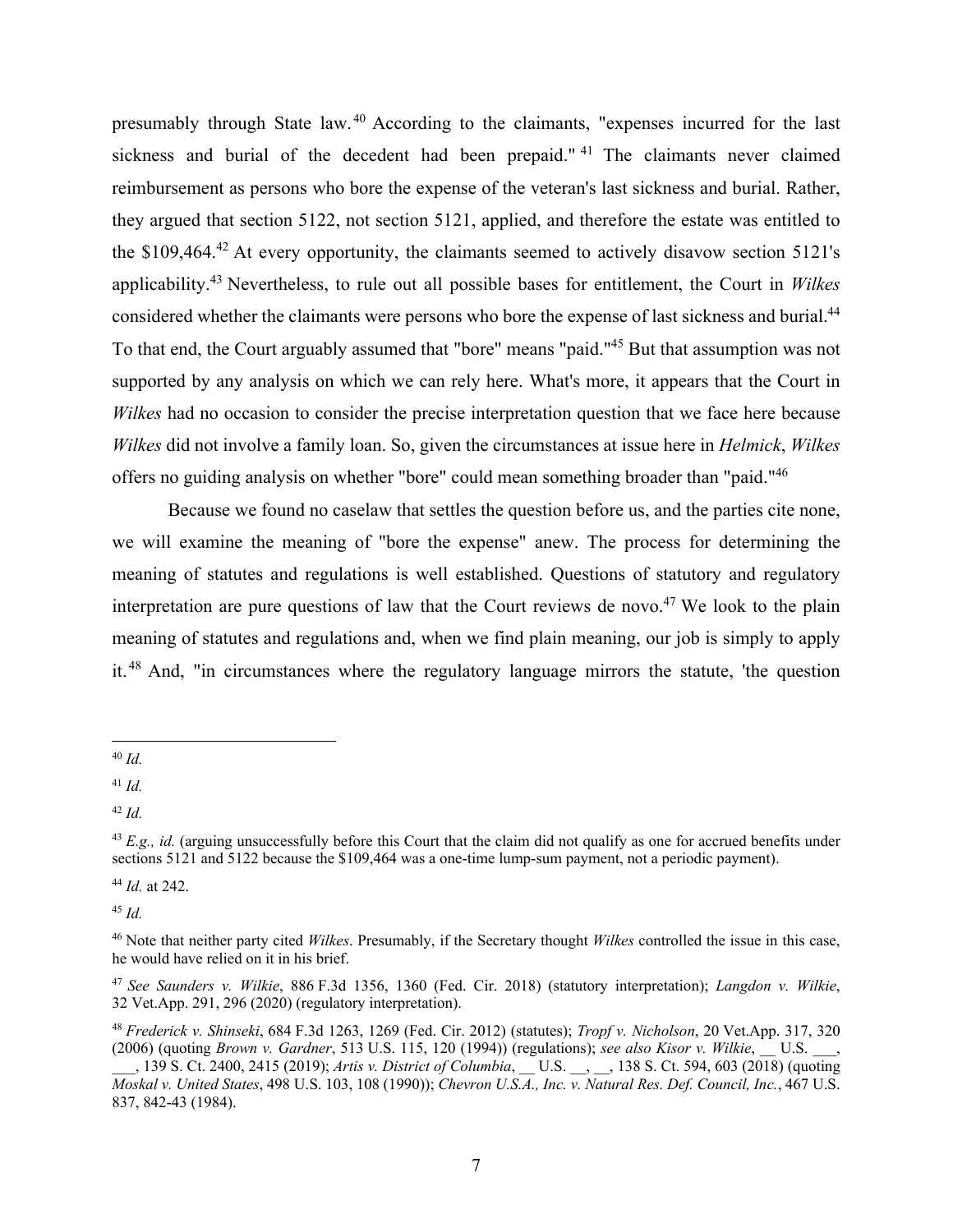presumably through State law.[40] According to the claimants, "expenses incurred for the last sickness and burial of the decedent had been prepaid."[41] The claimants never claimed reimbursement as persons who bore the expense of the veteran's last sickness and burial. Rather, they argued that section 5122, not section 5121, applied, and therefore the estate was entitled to the $109,464.[42] At every opportunity, the claimants seemed to actively disavow section 5121's applicability.[43] Nevertheless, to rule out all possible bases for entitlement, the Court in *Wilkes* considered whether the claimants were persons who bore the expense of last sickness and burial.[44] To that end, the Court arguably assumed that "bore" means "paid."[45] But that assumption was not supported by any analysis on which we can rely here. What's more, it appears that the Court in *Wilkes* had no occasion to consider the precise interpretation question that we face here because *Wilkes* did not involve a family loan. So, given the circumstances at issue here in *Helmick*, *Wilkes* offers no guiding analysis on whether "bore" could mean something broader than "paid."[46]

Because we found no caselaw that settles the question before us, and the parties cite none, we will examine the meaning of "bore the expense" anew. The process for determining the meaning of statutes and regulations is well established. Questions of statutory and regulatory interpretation are pure questions of law that the Court reviews de novo.[47] We look to the plain meaning of statutes and regulations and, when we find plain meaning, our job is simply to apply it.[48] And, "in circumstances where the regulatory language mirrors the statute, 'the question

---

[40] *Id.*

[41] *Id.*

[42] *Id.*

[43] *E.g., id.* (arguing unsuccessfully before this Court that the claim did not qualify as one for accrued benefits under sections 5121 and 5122 because the $109,464 was a one-time lump-sum payment, not a periodic payment).

[44] *Id.* at 242.

[45] *Id.*

[46] Note that neither party cited *Wilkes*. Presumably, if the Secretary thought *Wilkes* controlled the issue in this case, he would have relied on it in his brief.

[47] *See Saunders v. Wilkie*, 886 F.3d 1356, 1360 (Fed. Cir. 2018) (statutory interpretation); *Langdon v. Wilkie*, 32 Vet.App. 291, 296 (2020) (regulatory interpretation).

[48] *Frederick v. Shinseki*, 684 F.3d 1263, 1269 (Fed. Cir. 2012) (statutes); *Tropf v. Nicholson*, 20 Vet.App. 317, 320 (2006) (quoting *Brown v. Gardner*, 513 U.S. 115, 120 (1994)) (regulations); *see also Kisor v. Wilkie*, __ U.S. ___, ___, 139 S. Ct. 2400, 2415 (2019); *Artis v. District of Columbia*, __ U.S. __, __, 138 S. Ct. 594, 603 (2018) (quoting *Moskal v. United States*, 498 U.S. 103, 108 (1990)); *Chevron U.S.A., Inc. v. Natural Res. Def. Council, Inc.*, 467 U.S. 837, 842-43 (1984).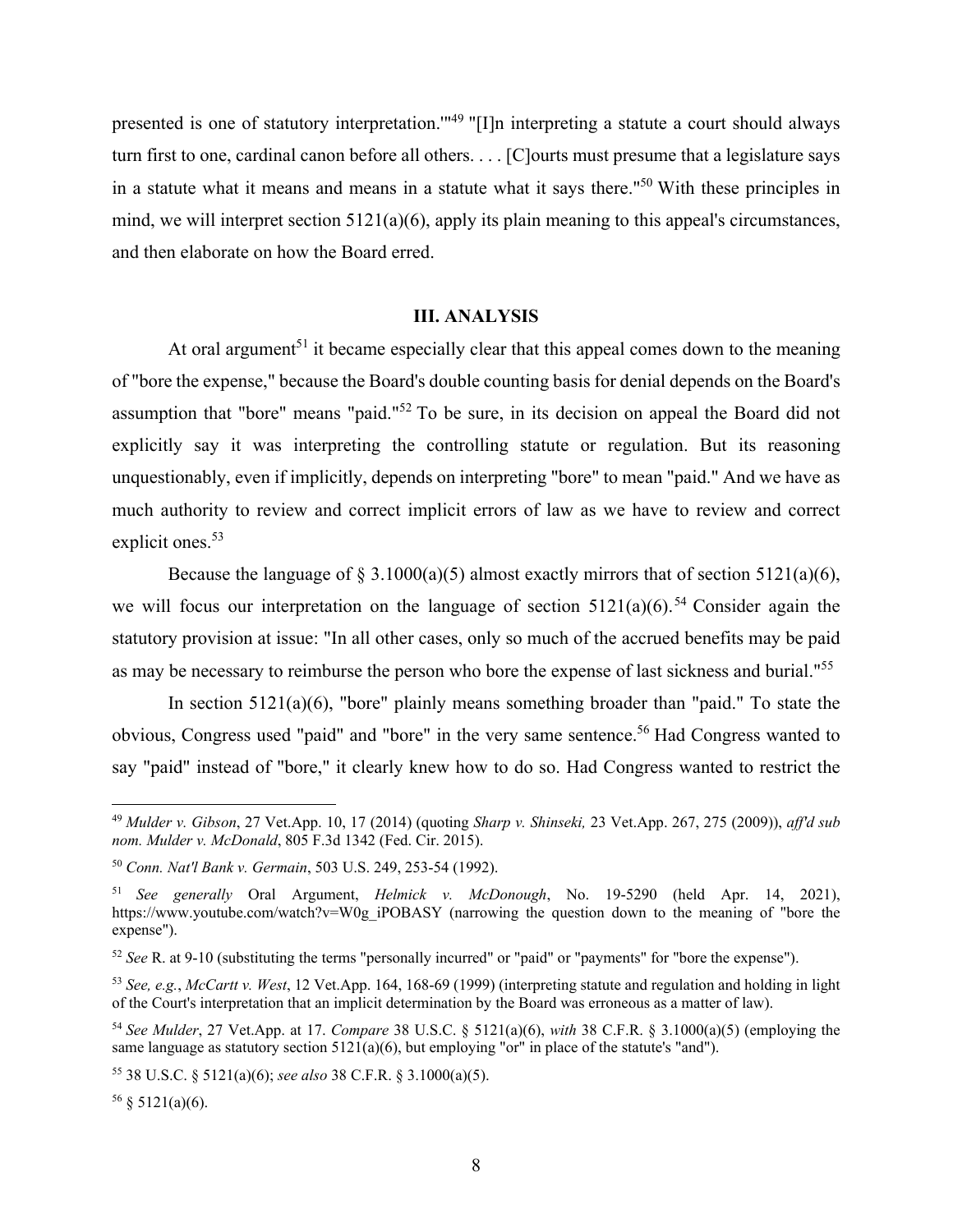presented is one of statutory interpretation.'"[49] "[I]n interpreting a statute a court should always turn first to one, cardinal canon before all others. . . . [C]ourts must presume that a legislature says in a statute what it means and means in a statute what it says there."[50] With these principles in mind, we will interpret section 5121(a)(6), apply its plain meaning to this appeal's circumstances, and then elaborate on how the Board erred.

## III. ANALYSIS

At oral argument[51] it became especially clear that this appeal comes down to the meaning of "bore the expense," because the Board's double counting basis for denial depends on the Board's assumption that "bore" means "paid."[52] To be sure, in its decision on appeal the Board did not explicitly say it was interpreting the controlling statute or regulation. But its reasoning unquestionably, even if implicitly, depends on interpreting "bore" to mean "paid." And we have as much authority to review and correct implicit errors of law as we have to review and correct explicit ones.[53]

Because the language of § 3.1000(a)(5) almost exactly mirrors that of section 5121(a)(6), we will focus our interpretation on the language of section 5121(a)(6).[54] Consider again the statutory provision at issue: "In all other cases, only so much of the accrued benefits may be paid as may be necessary to reimburse the person who bore the expense of last sickness and burial."[55]

In section 5121(a)(6), "bore" plainly means something broader than "paid." To state the obvious, Congress used "paid" and "bore" in the very same sentence.[56] Had Congress wanted to say "paid" instead of "bore," it clearly knew how to do so. Had Congress wanted to restrict the

---

[49] *Mulder v. Gibson*, 27 Vet.App. 10, 17 (2014) (quoting *Sharp v. Shinseki,* 23 Vet.App. 267, 275 (2009)), *aff'd sub nom. Mulder v. McDonald*, 805 F.3d 1342 (Fed. Cir. 2015).

[50] *Conn. Nat'l Bank v. Germain*, 503 U.S. 249, 253-54 (1992).

[51] *See generally* Oral Argument, *Helmick v. McDonough*, No. 19-5290 (held Apr. 14, 2021), https://www.youtube.com/watch?v=W0g_iPOBASY (narrowing the question down to the meaning of "bore the expense").

[52] *See* R. at 9-10 (substituting the terms "personally incurred" or "paid" or "payments" for "bore the expense").

[53] *See, e.g.*, *McCartt v. West*, 12 Vet.App. 164, 168-69 (1999) (interpreting statute and regulation and holding in light of the Court's interpretation that an implicit determination by the Board was erroneous as a matter of law).

[54] *See Mulder*, 27 Vet.App. at 17. *Compare* 38 U.S.C. § 5121(a)(6), *with* 38 C.F.R. § 3.1000(a)(5) (employing the same language as statutory section 5121(a)(6), but employing "or" in place of the statute's "and").

[55] 38 U.S.C. § 5121(a)(6); *see also* 38 C.F.R. § 3.1000(a)(5).

[56] § 5121(a)(6).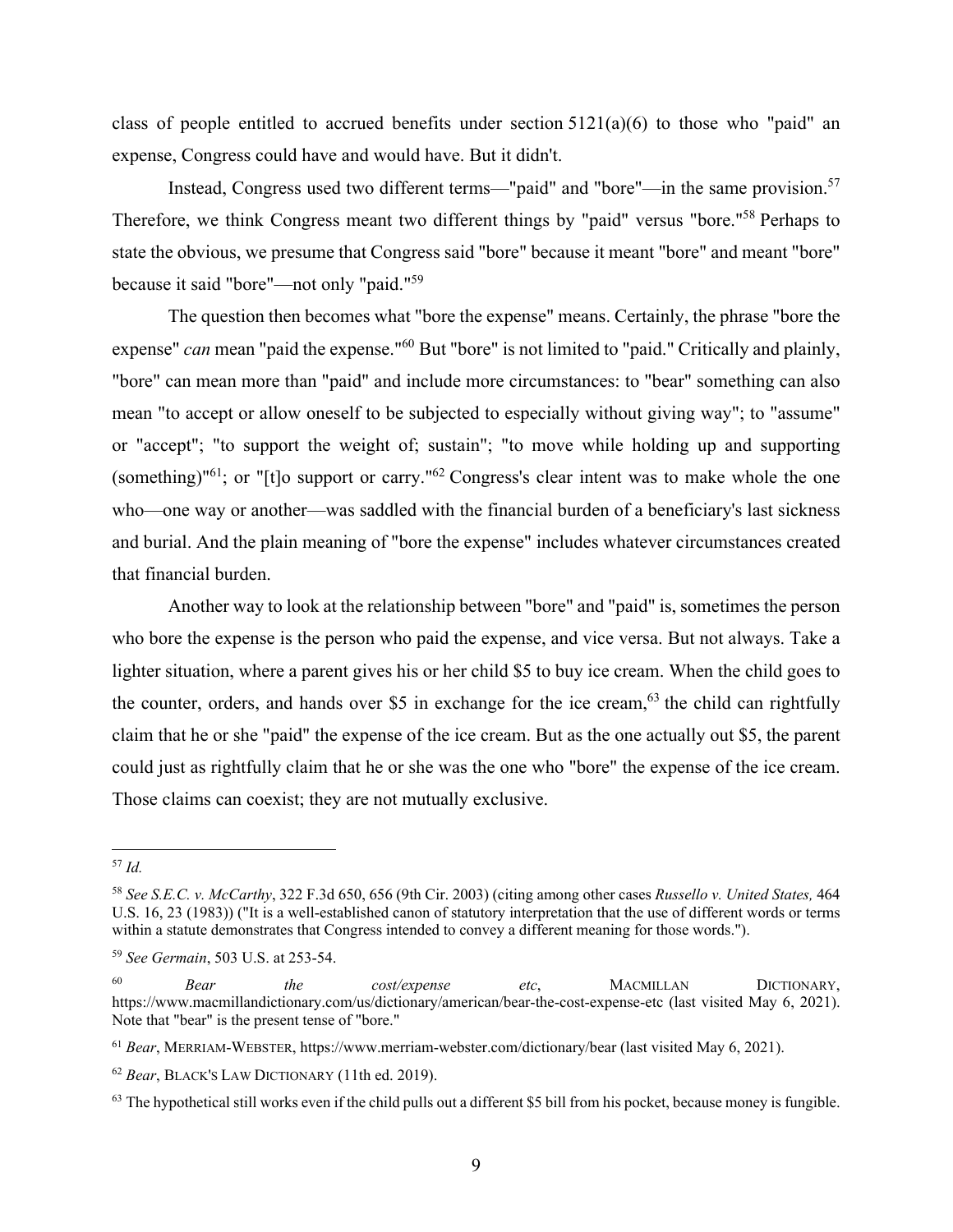class of people entitled to accrued benefits under section 5121(a)(6) to those who "paid" an expense, Congress could have and would have. But it didn't.

Instead, Congress used two different terms—"paid" and "bore"—in the same provision.[57] Therefore, we think Congress meant two different things by "paid" versus "bore."[58] Perhaps to state the obvious, we presume that Congress said "bore" because it meant "bore" and meant "bore" because it said "bore"—not only "paid."[59]

The question then becomes what "bore the expense" means. Certainly, the phrase "bore the expense" *can* mean "paid the expense."[60] But "bore" is not limited to "paid." Critically and plainly, "bore" can mean more than "paid" and include more circumstances: to "bear" something can also mean "to accept or allow oneself to be subjected to especially without giving way"; to "assume" or "accept"; "to support the weight of; sustain"; "to move while holding up and supporting (something)"[61]; or "[t]o support or carry."[62] Congress's clear intent was to make whole the one who—one way or another—was saddled with the financial burden of a beneficiary's last sickness and burial. And the plain meaning of "bore the expense" includes whatever circumstances created that financial burden.

Another way to look at the relationship between "bore" and "paid" is, sometimes the person who bore the expense is the person who paid the expense, and vice versa. But not always. Take a lighter situation, where a parent gives his or her child $5 to buy ice cream. When the child goes to the counter, orders, and hands over $5 in exchange for the ice cream,[63] the child can rightfully claim that he or she "paid" the expense of the ice cream. But as the one actually out $5, the parent could just as rightfully claim that he or she was the one who "bore" the expense of the ice cream. Those claims can coexist; they are not mutually exclusive.

---

[57] *Id.*

[58] *See S.E.C. v. McCarthy*, 322 F.3d 650, 656 (9th Cir. 2003) (citing among other cases *Russello v. United States,* 464 U.S. 16, 23 (1983)) ("It is a well-established canon of statutory interpretation that the use of different words or terms within a statute demonstrates that Congress intended to convey a different meaning for those words.").

[59] *See Germain*, 503 U.S. at 253-54.

[60] *Bear the cost/expense etc*, MACMILLAN DICTIONARY, https://www.macmillandictionary.com/us/dictionary/american/bear-the-cost-expense-etc (last visited May 6, 2021). Note that "bear" is the present tense of "bore."

[61] *Bear*, MERRIAM-WEBSTER, https://www.merriam-webster.com/dictionary/bear (last visited May 6, 2021).

[62] *Bear*, BLACK'S LAW DICTIONARY (11th ed. 2019).

[63] The hypothetical still works even if the child pulls out a different $5 bill from his pocket, because money is fungible.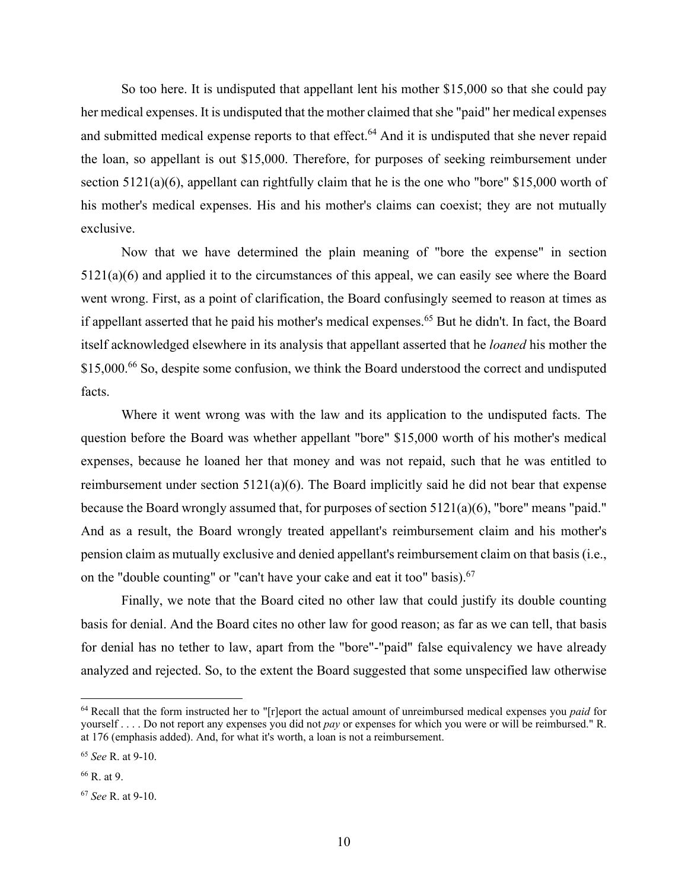So too here. It is undisputed that appellant lent his mother $15,000 so that she could pay her medical expenses. It is undisputed that the mother claimed that she "paid" her medical expenses and submitted medical expense reports to that effect.[64] And it is undisputed that she never repaid the loan, so appellant is out $15,000. Therefore, for purposes of seeking reimbursement under section 5121(a)(6), appellant can rightfully claim that he is the one who "bore" $15,000 worth of his mother's medical expenses. His and his mother's claims can coexist; they are not mutually exclusive.

Now that we have determined the plain meaning of "bore the expense" in section 5121(a)(6) and applied it to the circumstances of this appeal, we can easily see where the Board went wrong. First, as a point of clarification, the Board confusingly seemed to reason at times as if appellant asserted that he paid his mother's medical expenses.[65] But he didn't. In fact, the Board itself acknowledged elsewhere in its analysis that appellant asserted that he *loaned* his mother the $15,000.[66] So, despite some confusion, we think the Board understood the correct and undisputed facts.

Where it went wrong was with the law and its application to the undisputed facts. The question before the Board was whether appellant "bore" $15,000 worth of his mother's medical expenses, because he loaned her that money and was not repaid, such that he was entitled to reimbursement under section 5121(a)(6). The Board implicitly said he did not bear that expense because the Board wrongly assumed that, for purposes of section 5121(a)(6), "bore" means "paid." And as a result, the Board wrongly treated appellant's reimbursement claim and his mother's pension claim as mutually exclusive and denied appellant's reimbursement claim on that basis (i.e., on the "double counting" or "can't have your cake and eat it too" basis).[67]

Finally, we note that the Board cited no other law that could justify its double counting basis for denial. And the Board cites no other law for good reason; as far as we can tell, that basis for denial has no tether to law, apart from the "bore"-"paid" false equivalency we have already analyzed and rejected. So, to the extent the Board suggested that some unspecified law otherwise

---

[64] Recall that the form instructed her to "[r]eport the actual amount of unreimbursed medical expenses you *paid* for yourself . . . . Do not report any expenses you did not *pay* or expenses for which you were or will be reimbursed." R. at 176 (emphasis added). And, for what it's worth, a loan is not a reimbursement.

[65] *See* R. at 9-10.

[66] R. at 9.

[67] *See* R. at 9-10.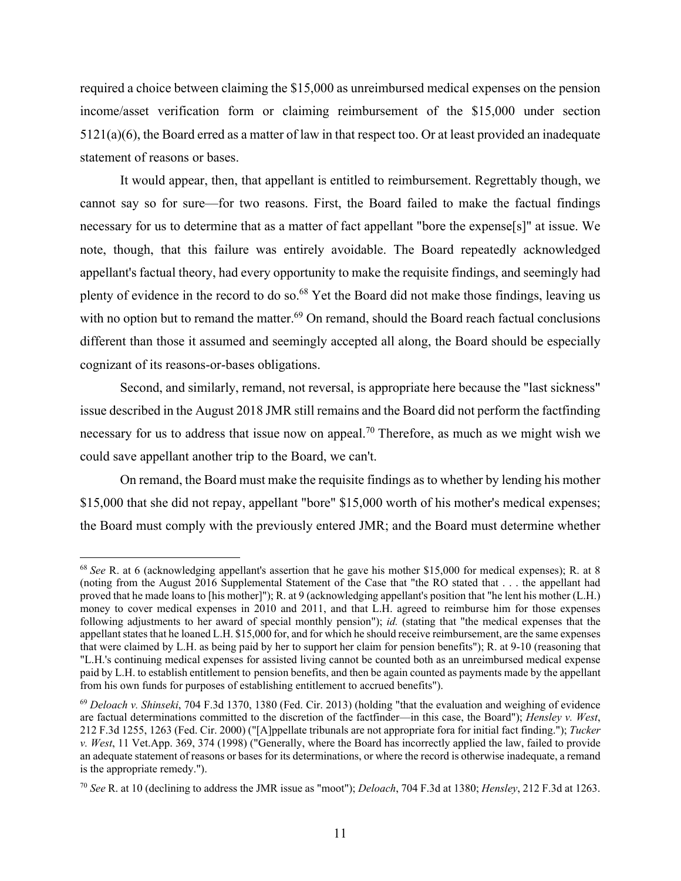required a choice between claiming the $15,000 as unreimbursed medical expenses on the pension income/asset verification form or claiming reimbursement of the $15,000 under section 5121(a)(6), the Board erred as a matter of law in that respect too. Or at least provided an inadequate statement of reasons or bases.

It would appear, then, that appellant is entitled to reimbursement. Regrettably though, we cannot say so for sure—for two reasons. First, the Board failed to make the factual findings necessary for us to determine that as a matter of fact appellant "bore the expense[s]" at issue. We note, though, that this failure was entirely avoidable. The Board repeatedly acknowledged appellant's factual theory, had every opportunity to make the requisite findings, and seemingly had plenty of evidence in the record to do so.[68] Yet the Board did not make those findings, leaving us with no option but to remand the matter.[69] On remand, should the Board reach factual conclusions different than those it assumed and seemingly accepted all along, the Board should be especially cognizant of its reasons-or-bases obligations.

Second, and similarly, remand, not reversal, is appropriate here because the "last sickness" issue described in the August 2018 JMR still remains and the Board did not perform the factfinding necessary for us to address that issue now on appeal.[70] Therefore, as much as we might wish we could save appellant another trip to the Board, we can't.

On remand, the Board must make the requisite findings as to whether by lending his mother $15,000 that she did not repay, appellant "bore" $15,000 worth of his mother's medical expenses; the Board must comply with the previously entered JMR; and the Board must determine whether

---

[68] *See* R. at 6 (acknowledging appellant's assertion that he gave his mother $15,000 for medical expenses); R. at 8 (noting from the August 2016 Supplemental Statement of the Case that "the RO stated that . . . the appellant had proved that he made loans to [his mother]"); R. at 9 (acknowledging appellant's position that "he lent his mother (L.H.) money to cover medical expenses in 2010 and 2011, and that L.H. agreed to reimburse him for those expenses following adjustments to her award of special monthly pension"); *id.* (stating that "the medical expenses that the appellant states that he loaned L.H. $15,000 for, and for which he should receive reimbursement, are the same expenses that were claimed by L.H. as being paid by her to support her claim for pension benefits"); R. at 9-10 (reasoning that "L.H.'s continuing medical expenses for assisted living cannot be counted both as an unreimbursed medical expense paid by L.H. to establish entitlement to pension benefits, and then be again counted as payments made by the appellant from his own funds for purposes of establishing entitlement to accrued benefits").

[69] *Deloach v. Shinseki*, 704 F.3d 1370, 1380 (Fed. Cir. 2013) (holding "that the evaluation and weighing of evidence are factual determinations committed to the discretion of the factfinder—in this case, the Board"); *Hensley v. West*, 212 F.3d 1255, 1263 (Fed. Cir. 2000) ("[A]ppellate tribunals are not appropriate fora for initial fact finding."); *Tucker v. West*, 11 Vet.App. 369, 374 (1998) ("Generally, where the Board has incorrectly applied the law, failed to provide an adequate statement of reasons or bases for its determinations, or where the record is otherwise inadequate, a remand is the appropriate remedy.").

[70] *See* R. at 10 (declining to address the JMR issue as "moot"); *Deloach*, 704 F.3d at 1380; *Hensley*, 212 F.3d at 1263.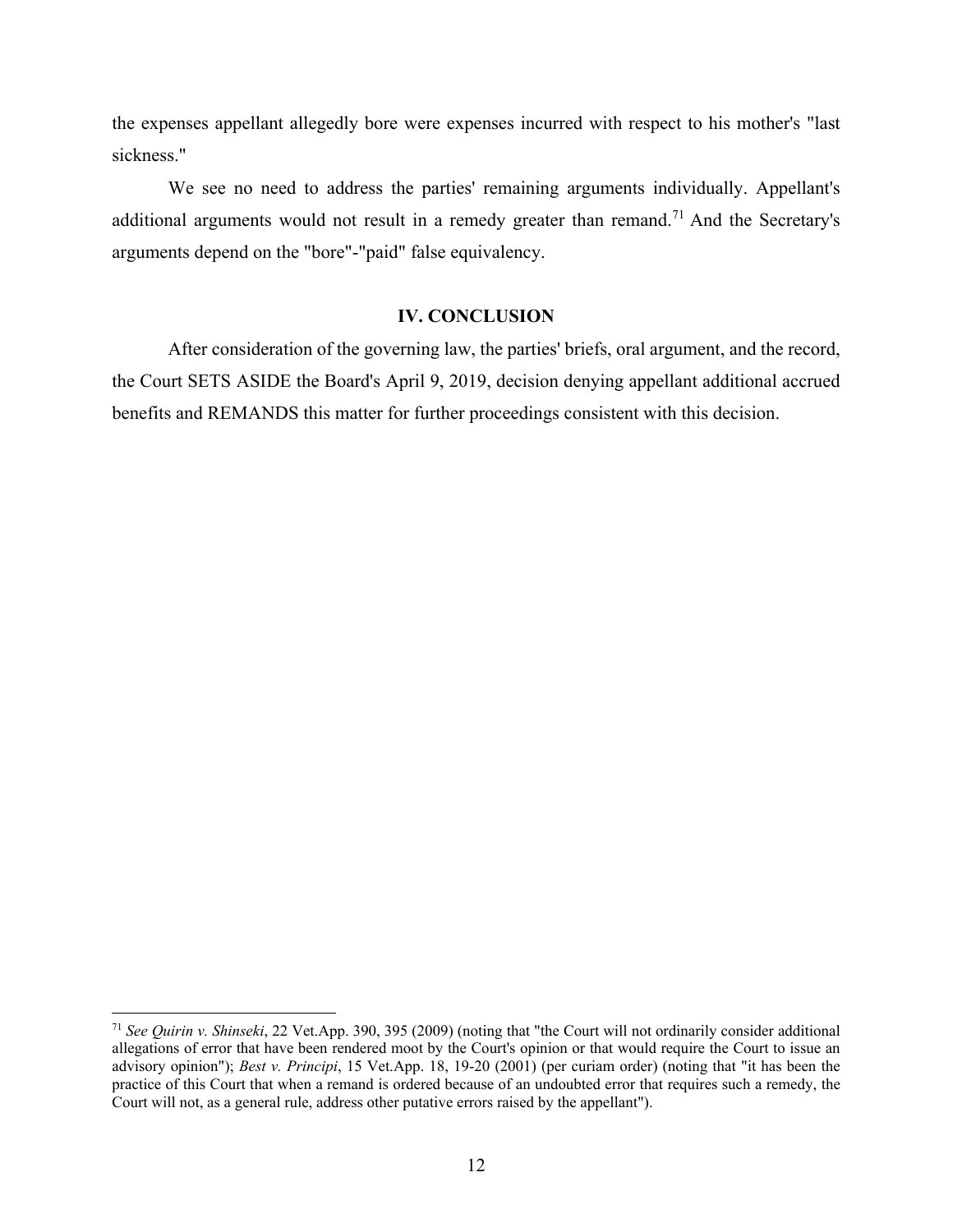the expenses appellant allegedly bore were expenses incurred with respect to his mother's "last sickness."

We see no need to address the parties' remaining arguments individually. Appellant's additional arguments would not result in a remedy greater than remand.[71] And the Secretary's arguments depend on the "bore"-"paid" false equivalency.

## IV. CONCLUSION

After consideration of the governing law, the parties' briefs, oral argument, and the record, the Court SETS ASIDE the Board's April 9, 2019, decision denying appellant additional accrued benefits and REMANDS this matter for further proceedings consistent with this decision.

---

[71] *See Quirin v. Shinseki*, 22 Vet.App. 390, 395 (2009) (noting that "the Court will not ordinarily consider additional allegations of error that have been rendered moot by the Court's opinion or that would require the Court to issue an advisory opinion"); *Best v. Principi*, 15 Vet.App. 18, 19-20 (2001) (per curiam order) (noting that "it has been the practice of this Court that when a remand is ordered because of an undoubted error that requires such a remedy, the Court will not, as a general rule, address other putative errors raised by the appellant").